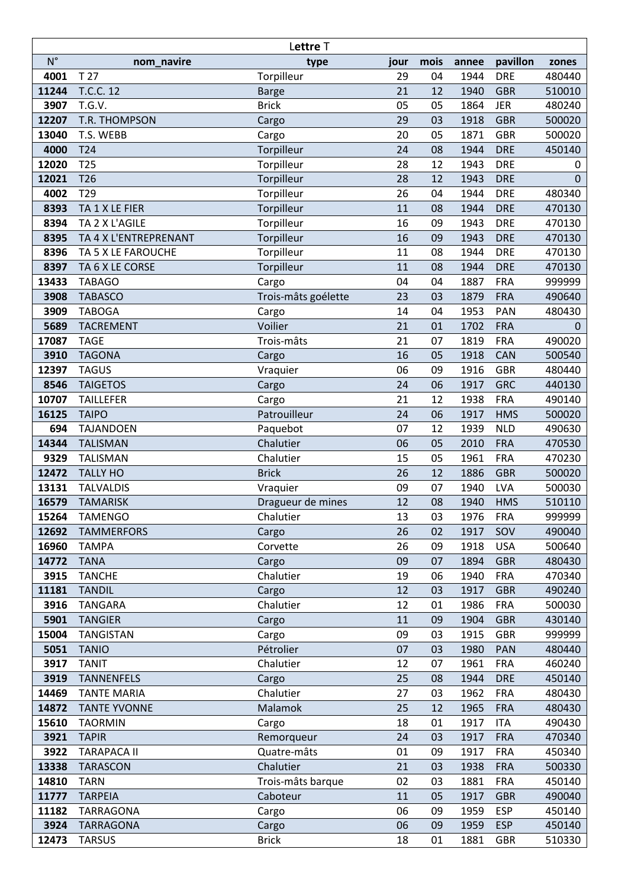| Lettre T | | | | | | | |
|---|---|---|---|---|---|---|---|
| N° | nom_navire | type | jour | mois | annee | pavillon | zones |
| **4001** | T 27 | Torpilleur | 29 | 04 | 1944 | DRE | 480440 |
| **11244** | T.C.C. 12 | Barge | 21 | 12 | 1940 | GBR | 510010 |
| **3907** | T.G.V. | Brick | 05 | 05 | 1864 | JER | 480240 |
| **12207** | T.R. THOMPSON | Cargo | 29 | 03 | 1918 | GBR | 500020 |
| **13040** | T.S. WEBB | Cargo | 20 | 05 | 1871 | GBR | 500020 |
| **4000** | T24 | Torpilleur | 24 | 08 | 1944 | DRE | 450140 |
| **12020** | T25 | Torpilleur | 28 | 12 | 1943 | DRE | 0 |
| **12021** | T26 | Torpilleur | 28 | 12 | 1943 | DRE | 0 |
| **4002** | T29 | Torpilleur | 26 | 04 | 1944 | DRE | 480340 |
| **8393** | TA 1 X LE FIER | Torpilleur | 11 | 08 | 1944 | DRE | 470130 |
| **8394** | TA 2 X L'AGILE | Torpilleur | 16 | 09 | 1943 | DRE | 470130 |
| **8395** | TA 4 X L'ENTREPRENANT | Torpilleur | 16 | 09 | 1943 | DRE | 470130 |
| **8396** | TA 5 X LE FAROUCHE | Torpilleur | 11 | 08 | 1944 | DRE | 470130 |
| **8397** | TA 6 X LE CORSE | Torpilleur | 11 | 08 | 1944 | DRE | 470130 |
| **13433** | TABAGO | Cargo | 04 | 04 | 1887 | FRA | 999999 |
| **3908** | TABASCO | Trois-mâts goélette | 23 | 03 | 1879 | FRA | 490640 |
| **3909** | TABOGA | Cargo | 14 | 04 | 1953 | PAN | 480430 |
| **5689** | TACREMENT | Voilier | 21 | 01 | 1702 | FRA | 0 |
| **17087** | TAGE | Trois-mâts | 21 | 07 | 1819 | FRA | 490020 |
| **3910** | TAGONA | Cargo | 16 | 05 | 1918 | CAN | 500540 |
| **12397** | TAGUS | Vraquier | 06 | 09 | 1916 | GBR | 480440 |
| **8546** | TAIGETOS | Cargo | 24 | 06 | 1917 | GRC | 440130 |
| **10707** | TAILLEFER | Cargo | 21 | 12 | 1938 | FRA | 490140 |
| **16125** | TAIPO | Patrouilleur | 24 | 06 | 1917 | HMS | 500020 |
| **694** | TAJANDOEN | Paquebot | 07 | 12 | 1939 | NLD | 490630 |
| **14344** | TALISMAN | Chalutier | 06 | 05 | 2010 | FRA | 470530 |
| **9329** | TALISMAN | Chalutier | 15 | 05 | 1961 | FRA | 470230 |
| **12472** | TALLY HO | Brick | 26 | 12 | 1886 | GBR | 500020 |
| **13131** | TALVALDIS | Vraquier | 09 | 07 | 1940 | LVA | 500030 |
| **16579** | TAMARISK | Dragueur de mines | 12 | 08 | 1940 | HMS | 510110 |
| **15264** | TAMENGO | Chalutier | 13 | 03 | 1976 | FRA | 999999 |
| **12692** | TAMMERFORS | Cargo | 26 | 02 | 1917 | SOV | 490040 |
| **16960** | TAMPA | Corvette | 26 | 09 | 1918 | USA | 500640 |
| **14772** | TANA | Cargo | 09 | 07 | 1894 | GBR | 480430 |
| **3915** | TANCHE | Chalutier | 19 | 06 | 1940 | FRA | 470340 |
| **11181** | TANDIL | Cargo | 12 | 03 | 1917 | GBR | 490240 |
| **3916** | TANGARA | Chalutier | 12 | 01 | 1986 | FRA | 500030 |
| **5901** | TANGIER | Cargo | 11 | 09 | 1904 | GBR | 430140 |
| **15004** | TANGISTAN | Cargo | 09 | 03 | 1915 | GBR | 999999 |
| **5051** | TANIO | Pétrolier | 07 | 03 | 1980 | PAN | 480440 |
| **3917** | TANIT | Chalutier | 12 | 07 | 1961 | FRA | 460240 |
| **3919** | TANNENFELS | Cargo | 25 | 08 | 1944 | DRE | 450140 |
| **14469** | TANTE MARIA | Chalutier | 27 | 03 | 1962 | FRA | 480430 |
| **14872** | TANTE YVONNE | Malamok | 25 | 12 | 1965 | FRA | 480430 |
| **15610** | TAORMIN | Cargo | 18 | 01 | 1917 | ITA | 490430 |
| **3921** | TAPIR | Remorqueur | 24 | 03 | 1917 | FRA | 470340 |
| **3922** | TARAPACA II | Quatre-mâts | 01 | 09 | 1917 | FRA | 450340 |
| **13338** | TARASCON | Chalutier | 21 | 03 | 1938 | FRA | 500330 |
| **14810** | TARN | Trois-mâts barque | 02 | 03 | 1881 | FRA | 450140 |
| **11777** | TARPEIA | Caboteur | 11 | 05 | 1917 | GBR | 490040 |
| **11182** | TARRAGONA | Cargo | 06 | 09 | 1959 | ESP | 450140 |
| **3924** | TARRAGONA | Cargo | 06 | 09 | 1959 | ESP | 450140 |
| **12473** | TARSUS | Brick | 18 | 01 | 1881 | GBR | 510330 |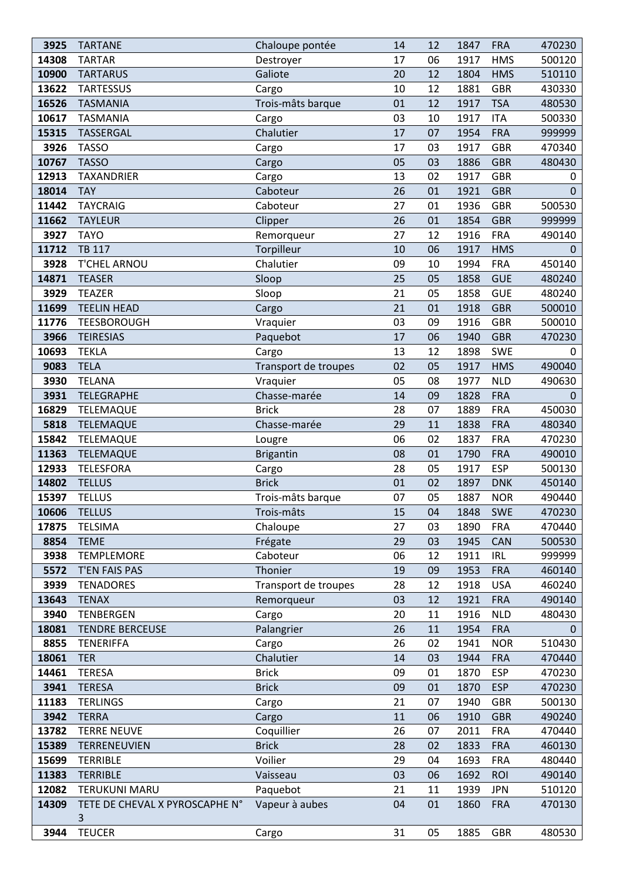| | | | | | | | |
|---|---|---|---|---|---|---|---|
| 3925 | TARTANE | Chaloupe pontée | 14 | 12 | 1847 | FRA | 470230 |
| 14308 | TARTAR | Destroyer | 17 | 06 | 1917 | HMS | 500120 |
| 10900 | TARTARUS | Galiote | 20 | 12 | 1804 | HMS | 510110 |
| 13622 | TARTESSUS | Cargo | 10 | 12 | 1881 | GBR | 430330 |
| 16526 | TASMANIA | Trois-mâts barque | 01 | 12 | 1917 | TSA | 480530 |
| 10617 | TASMANIA | Cargo | 03 | 10 | 1917 | ITA | 500330 |
| 15315 | TASSERGAL | Chalutier | 17 | 07 | 1954 | FRA | 999999 |
| 3926 | TASSO | Cargo | 17 | 03 | 1917 | GBR | 470340 |
| 10767 | TASSO | Cargo | 05 | 03 | 1886 | GBR | 480430 |
| 12913 | TAXANDRIER | Cargo | 13 | 02 | 1917 | GBR | 0 |
| 18014 | TAY | Caboteur | 26 | 01 | 1921 | GBR | 0 |
| 11442 | TAYCRAIG | Caboteur | 27 | 01 | 1936 | GBR | 500530 |
| 11662 | TAYLEUR | Clipper | 26 | 01 | 1854 | GBR | 999999 |
| 3927 | TAYO | Remorqueur | 27 | 12 | 1916 | FRA | 490140 |
| 11712 | TB 117 | Torpilleur | 10 | 06 | 1917 | HMS | 0 |
| 3928 | T'CHEL ARNOU | Chalutier | 09 | 10 | 1994 | FRA | 450140 |
| 14871 | TEASER | Sloop | 25 | 05 | 1858 | GUE | 480240 |
| 3929 | TEAZER | Sloop | 21 | 05 | 1858 | GUE | 480240 |
| 11699 | TEELIN HEAD | Cargo | 21 | 01 | 1918 | GBR | 500010 |
| 11776 | TEESBOROUGH | Vraquier | 03 | 09 | 1916 | GBR | 500010 |
| 3966 | TEIRESIAS | Paquebot | 17 | 06 | 1940 | GBR | 470230 |
| 10693 | TEKLA | Cargo | 13 | 12 | 1898 | SWE | 0 |
| 9083 | TELA | Transport de troupes | 02 | 05 | 1917 | HMS | 490040 |
| 3930 | TELANA | Vraquier | 05 | 08 | 1977 | NLD | 490630 |
| 3931 | TELEGRAPHE | Chasse-marée | 14 | 09 | 1828 | FRA | 0 |
| 16829 | TELEMAQUE | Brick | 28 | 07 | 1889 | FRA | 450030 |
| 5818 | TELEMAQUE | Chasse-marée | 29 | 11 | 1838 | FRA | 480340 |
| 15842 | TELEMAQUE | Lougre | 06 | 02 | 1837 | FRA | 470230 |
| 11363 | TELEMAQUE | Brigantin | 08 | 01 | 1790 | FRA | 490010 |
| 12933 | TELESFORA | Cargo | 28 | 05 | 1917 | ESP | 500130 |
| 14802 | TELLUS | Brick | 01 | 02 | 1897 | DNK | 450140 |
| 15397 | TELLUS | Trois-mâts barque | 07 | 05 | 1887 | NOR | 490440 |
| 10606 | TELLUS | Trois-mâts | 15 | 04 | 1848 | SWE | 470230 |
| 17875 | TELSIMA | Chaloupe | 27 | 03 | 1890 | FRA | 470440 |
| 8854 | TEME | Frégate | 29 | 03 | 1945 | CAN | 500530 |
| 3938 | TEMPLEMORE | Caboteur | 06 | 12 | 1911 | IRL | 999999 |
| 5572 | T'EN FAIS PAS | Thonier | 19 | 09 | 1953 | FRA | 460140 |
| 3939 | TENADORES | Transport de troupes | 28 | 12 | 1918 | USA | 460240 |
| 13643 | TENAX | Remorqueur | 03 | 12 | 1921 | FRA | 490140 |
| 3940 | TENBERGEN | Cargo | 20 | 11 | 1916 | NLD | 480430 |
| 18081 | TENDRE BERCEUSE | Palangrier | 26 | 11 | 1954 | FRA | 0 |
| 8855 | TENERIFFA | Cargo | 26 | 02 | 1941 | NOR | 510430 |
| 18061 | TER | Chalutier | 14 | 03 | 1944 | FRA | 470440 |
| 14461 | TERESA | Brick | 09 | 01 | 1870 | ESP | 470230 |
| 3941 | TERESA | Brick | 09 | 01 | 1870 | ESP | 470230 |
| 11183 | TERLINGS | Cargo | 21 | 07 | 1940 | GBR | 500130 |
| 3942 | TERRA | Cargo | 11 | 06 | 1910 | GBR | 490240 |
| 13782 | TERRE NEUVE | Coquillier | 26 | 07 | 2011 | FRA | 470440 |
| 15389 | TERRENEUVIEN | Brick | 28 | 02 | 1833 | FRA | 460130 |
| 15699 | TERRIBLE | Voilier | 29 | 04 | 1693 | FRA | 480440 |
| 11383 | TERRIBLE | Vaisseau | 03 | 06 | 1692 | ROI | 490140 |
| 12082 | TERUKUNI MARU | Paquebot | 21 | 11 | 1939 | JPN | 510120 |
| 14309 | TETE DE CHEVAL X PYROSCAPHE N° 3 | Vapeur à aubes | 04 | 01 | 1860 | FRA | 470130 |
| 3944 | TEUCER | Cargo | 31 | 05 | 1885 | GBR | 480530 |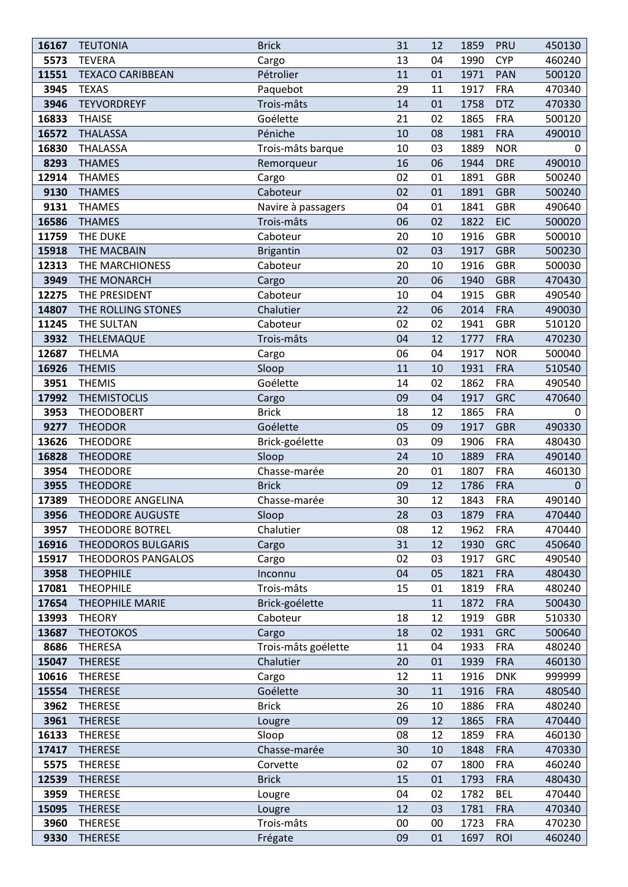| | | | | | | | |
|---|---|---|---|---|---|---|---|
| **16167** | TEUTONIA | Brick | 31 | 12 | 1859 | PRU | 450130 |
| **5573** | TEVERA | Cargo | 13 | 04 | 1990 | CYP | 460240 |
| **11551** | TEXACO CARIBBEAN | Pétrolier | 11 | 01 | 1971 | PAN | 500120 |
| **3945** | TEXAS | Paquebot | 29 | 11 | 1917 | FRA | 470340 |
| **3946** | TEYVORDREYF | Trois-mâts | 14 | 01 | 1758 | DTZ | 470330 |
| **16833** | THAISE | Goélette | 21 | 02 | 1865 | FRA | 500120 |
| **16572** | THALASSA | Péniche | 10 | 08 | 1981 | FRA | 490010 |
| **16830** | THALASSA | Trois-mâts barque | 10 | 03 | 1889 | NOR | 0 |
| **8293** | THAMES | Remorqueur | 16 | 06 | 1944 | DRE | 490010 |
| **12914** | THAMES | Cargo | 02 | 01 | 1891 | GBR | 500240 |
| **9130** | THAMES | Caboteur | 02 | 01 | 1891 | GBR | 500240 |
| **9131** | THAMES | Navire à passagers | 04 | 01 | 1841 | GBR | 490640 |
| **16586** | THAMES | Trois-mâts | 06 | 02 | 1822 | EIC | 500020 |
| **11759** | THE DUKE | Caboteur | 20 | 10 | 1916 | GBR | 500010 |
| **15918** | THE MACBAIN | Brigantin | 02 | 03 | 1917 | GBR | 500230 |
| **12313** | THE MARCHIONESS | Caboteur | 20 | 10 | 1916 | GBR | 500030 |
| **3949** | THE MONARCH | Cargo | 20 | 06 | 1940 | GBR | 470430 |
| **12275** | THE PRESIDENT | Caboteur | 10 | 04 | 1915 | GBR | 490540 |
| **14807** | THE ROLLING STONES | Chalutier | 22 | 06 | 2014 | FRA | 490030 |
| **11245** | THE SULTAN | Caboteur | 02 | 02 | 1941 | GBR | 510120 |
| **3932** | THELEMAQUE | Trois-mâts | 04 | 12 | 1777 | FRA | 470230 |
| **12687** | THELMA | Cargo | 06 | 04 | 1917 | NOR | 500040 |
| **16926** | THEMIS | Sloop | 11 | 10 | 1931 | FRA | 510540 |
| **3951** | THEMIS | Goélette | 14 | 02 | 1862 | FRA | 490540 |
| **17992** | THEMISTOCLIS | Cargo | 09 | 04 | 1917 | GRC | 470640 |
| **3953** | THEODOBERT | Brick | 18 | 12 | 1865 | FRA | 0 |
| **9277** | THEODOR | Goélette | 05 | 09 | 1917 | GBR | 490330 |
| **13626** | THEODORE | Brick-goélette | 03 | 09 | 1906 | FRA | 480430 |
| **16828** | THEODORE | Sloop | 24 | 10 | 1889 | FRA | 490140 |
| **3954** | THEODORE | Chasse-marée | 20 | 01 | 1807 | FRA | 460130 |
| **3955** | THEODORE | Brick | 09 | 12 | 1786 | FRA | 0 |
| **17389** | THEODORE ANGELINA | Chasse-marée | 30 | 12 | 1843 | FRA | 490140 |
| **3956** | THEODORE AUGUSTE | Sloop | 28 | 03 | 1879 | FRA | 470440 |
| **3957** | THEODORE BOTREL | Chalutier | 08 | 12 | 1962 | FRA | 470440 |
| **16916** | THEODOROS BULGARIS | Cargo | 31 | 12 | 1930 | GRC | 450640 |
| **15917** | THEODOROS PANGALOS | Cargo | 02 | 03 | 1917 | GRC | 490540 |
| **3958** | THEOPHILE | Inconnu | 04 | 05 | 1821 | FRA | 480430 |
| **17081** | THEOPHILE | Trois-mâts | 15 | 01 | 1819 | FRA | 480240 |
| **17654** | THEOPHILE MARIE | Brick-goélette | | 11 | 1872 | FRA | 500430 |
| **13993** | THEORY | Caboteur | 18 | 12 | 1919 | GBR | 510330 |
| **13687** | THEOTOKOS | Cargo | 18 | 02 | 1931 | GRC | 500640 |
| **8686** | THERESA | Trois-mâts goélette | 11 | 04 | 1933 | FRA | 480240 |
| **15047** | THERESE | Chalutier | 20 | 01 | 1939 | FRA | 460130 |
| **10616** | THERESE | Cargo | 12 | 11 | 1916 | DNK | 999999 |
| **15554** | THERESE | Goélette | 30 | 11 | 1916 | FRA | 480540 |
| **3962** | THERESE | Brick | 26 | 10 | 1886 | FRA | 480240 |
| **3961** | THERESE | Lougre | 09 | 12 | 1865 | FRA | 470440 |
| **16133** | THERESE | Sloop | 08 | 12 | 1859 | FRA | 460130 |
| **17417** | THERESE | Chasse-marée | 30 | 10 | 1848 | FRA | 470330 |
| **5575** | THERESE | Corvette | 02 | 07 | 1800 | FRA | 460240 |
| **12539** | THERESE | Brick | 15 | 01 | 1793 | FRA | 480430 |
| **3959** | THERESE | Lougre | 04 | 02 | 1782 | BEL | 470440 |
| **15095** | THERESE | Lougre | 12 | 03 | 1781 | FRA | 470340 |
| **3960** | THERESE | Trois-mâts | 00 | 00 | 1723 | FRA | 470230 |
| **9330** | THERESE | Frégate | 09 | 01 | 1697 | ROI | 460240 |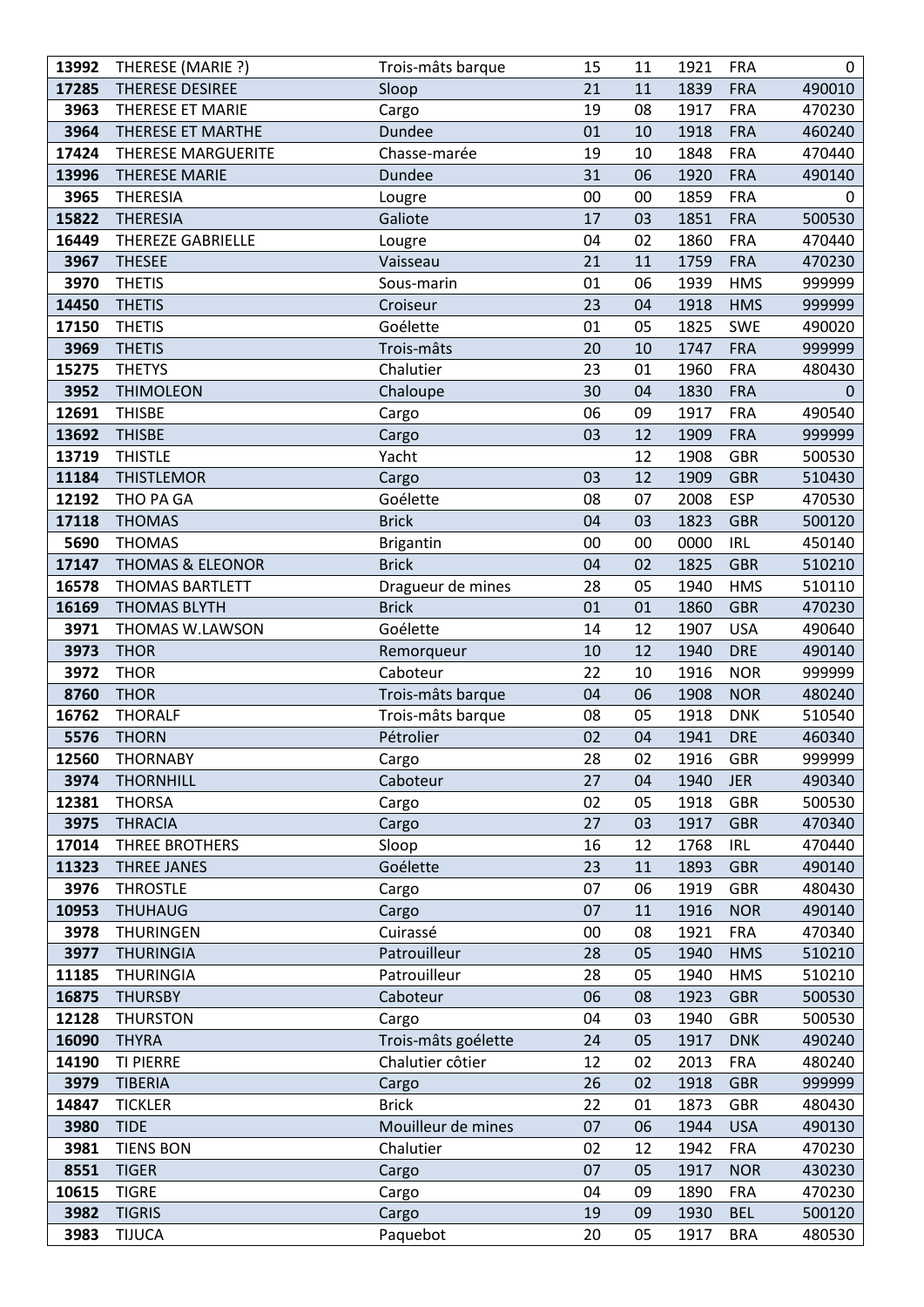| | | | | | | | |
|---|---|---|---|---|---|---|---|
| **13992** | THERESE (MARIE ?) | Trois-mâts barque | 15 | 11 | 1921 | FRA | 0 |
| **17285** | THERESE DESIREE | Sloop | 21 | 11 | 1839 | FRA | 490010 |
| **3963** | THERESE ET MARIE | Cargo | 19 | 08 | 1917 | FRA | 470230 |
| **3964** | THERESE ET MARTHE | Dundee | 01 | 10 | 1918 | FRA | 460240 |
| **17424** | THERESE MARGUERITE | Chasse-marée | 19 | 10 | 1848 | FRA | 470440 |
| **13996** | THERESE MARIE | Dundee | 31 | 06 | 1920 | FRA | 490140 |
| **3965** | THERESIA | Lougre | 00 | 00 | 1859 | FRA | 0 |
| **15822** | THERESIA | Galiote | 17 | 03 | 1851 | FRA | 500530 |
| **16449** | THEREZE GABRIELLE | Lougre | 04 | 02 | 1860 | FRA | 470440 |
| **3967** | THESEE | Vaisseau | 21 | 11 | 1759 | FRA | 470230 |
| **3970** | THETIS | Sous-marin | 01 | 06 | 1939 | HMS | 999999 |
| **14450** | THETIS | Croiseur | 23 | 04 | 1918 | HMS | 999999 |
| **17150** | THETIS | Goélette | 01 | 05 | 1825 | SWE | 490020 |
| **3969** | THETIS | Trois-mâts | 20 | 10 | 1747 | FRA | 999999 |
| **15275** | THETYS | Chalutier | 23 | 01 | 1960 | FRA | 480430 |
| **3952** | THIMOLEON | Chaloupe | 30 | 04 | 1830 | FRA | 0 |
| **12691** | THISBE | Cargo | 06 | 09 | 1917 | FRA | 490540 |
| **13692** | THISBE | Cargo | 03 | 12 | 1909 | FRA | 999999 |
| **13719** | THISTLE | Yacht | | 12 | 1908 | GBR | 500530 |
| **11184** | THISTLEMOR | Cargo | 03 | 12 | 1909 | GBR | 510430 |
| **12192** | THO PA GA | Goélette | 08 | 07 | 2008 | ESP | 470530 |
| **17118** | THOMAS | Brick | 04 | 03 | 1823 | GBR | 500120 |
| **5690** | THOMAS | Brigantin | 00 | 00 | 0000 | IRL | 450140 |
| **17147** | THOMAS & ELEONOR | Brick | 04 | 02 | 1825 | GBR | 510210 |
| **16578** | THOMAS BARTLETT | Dragueur de mines | 28 | 05 | 1940 | HMS | 510110 |
| **16169** | THOMAS BLYTH | Brick | 01 | 01 | 1860 | GBR | 470230 |
| **3971** | THOMAS W.LAWSON | Goélette | 14 | 12 | 1907 | USA | 490640 |
| **3973** | THOR | Remorqueur | 10 | 12 | 1940 | DRE | 490140 |
| **3972** | THOR | Caboteur | 22 | 10 | 1916 | NOR | 999999 |
| **8760** | THOR | Trois-mâts barque | 04 | 06 | 1908 | NOR | 480240 |
| **16762** | THORALF | Trois-mâts barque | 08 | 05 | 1918 | DNK | 510540 |
| **5576** | THORN | Pétrolier | 02 | 04 | 1941 | DRE | 460340 |
| **12560** | THORNABY | Cargo | 28 | 02 | 1916 | GBR | 999999 |
| **3974** | THORNHILL | Caboteur | 27 | 04 | 1940 | JER | 490340 |
| **12381** | THORSA | Cargo | 02 | 05 | 1918 | GBR | 500530 |
| **3975** | THRACIA | Cargo | 27 | 03 | 1917 | GBR | 470340 |
| **17014** | THREE BROTHERS | Sloop | 16 | 12 | 1768 | IRL | 470440 |
| **11323** | THREE JANES | Goélette | 23 | 11 | 1893 | GBR | 490140 |
| **3976** | THROSTLE | Cargo | 07 | 06 | 1919 | GBR | 480430 |
| **10953** | THUHAUG | Cargo | 07 | 11 | 1916 | NOR | 490140 |
| **3978** | THURINGEN | Cuirassé | 00 | 08 | 1921 | FRA | 470340 |
| **3977** | THURINGIA | Patrouilleur | 28 | 05 | 1940 | HMS | 510210 |
| **11185** | THURINGIA | Patrouilleur | 28 | 05 | 1940 | HMS | 510210 |
| **16875** | THURSBY | Caboteur | 06 | 08 | 1923 | GBR | 500530 |
| **12128** | THURSTON | Cargo | 04 | 03 | 1940 | GBR | 500530 |
| **16090** | THYRA | Trois-mâts goélette | 24 | 05 | 1917 | DNK | 490240 |
| **14190** | TI PIERRE | Chalutier côtier | 12 | 02 | 2013 | FRA | 480240 |
| **3979** | TIBERIA | Cargo | 26 | 02 | 1918 | GBR | 999999 |
| **14847** | TICKLER | Brick | 22 | 01 | 1873 | GBR | 480430 |
| **3980** | TIDE | Mouilleur de mines | 07 | 06 | 1944 | USA | 490130 |
| **3981** | TIENS BON | Chalutier | 02 | 12 | 1942 | FRA | 470230 |
| **8551** | TIGER | Cargo | 07 | 05 | 1917 | NOR | 430230 |
| **10615** | TIGRE | Cargo | 04 | 09 | 1890 | FRA | 470230 |
| **3982** | TIGRIS | Cargo | 19 | 09 | 1930 | BEL | 500120 |
| **3983** | TIJUCA | Paquebot | 20 | 05 | 1917 | BRA | 480530 |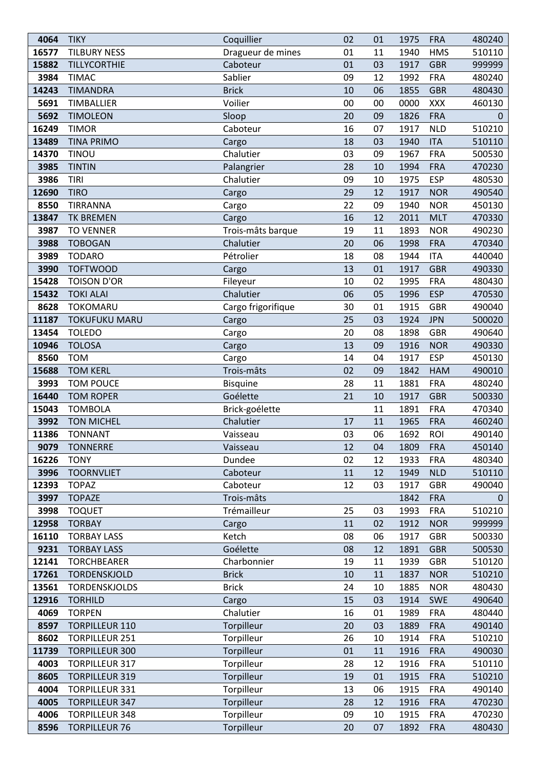| | | | | | | | |
|---|---|---|---|---|---|---|---|
| 4064 | TIKY | Coquillier | 02 | 01 | 1975 | FRA | 480240 |
| 16577 | TILBURY NESS | Dragueur de mines | 01 | 11 | 1940 | HMS | 510110 |
| 15882 | TILLYCORTHIE | Caboteur | 01 | 03 | 1917 | GBR | 999999 |
| 3984 | TIMAC | Sablier | 09 | 12 | 1992 | FRA | 480240 |
| 14243 | TIMANDRA | Brick | 10 | 06 | 1855 | GBR | 480430 |
| 5691 | TIMBALLIER | Voilier | 00 | 00 | 0000 | XXX | 460130 |
| 5692 | TIMOLEON | Sloop | 20 | 09 | 1826 | FRA | 0 |
| 16249 | TIMOR | Caboteur | 16 | 07 | 1917 | NLD | 510210 |
| 13489 | TINA PRIMO | Cargo | 18 | 03 | 1940 | ITA | 510110 |
| 14370 | TINOU | Chalutier | 03 | 09 | 1967 | FRA | 500530 |
| 3985 | TINTIN | Palangrier | 28 | 10 | 1994 | FRA | 470230 |
| 3986 | TIRI | Chalutier | 09 | 10 | 1975 | ESP | 480530 |
| 12690 | TIRO | Cargo | 29 | 12 | 1917 | NOR | 490540 |
| 8550 | TIRRANNA | Cargo | 22 | 09 | 1940 | NOR | 450130 |
| 13847 | TK BREMEN | Cargo | 16 | 12 | 2011 | MLT | 470330 |
| 3987 | TO VENNER | Trois-mâts barque | 19 | 11 | 1893 | NOR | 490230 |
| 3988 | TOBOGAN | Chalutier | 20 | 06 | 1998 | FRA | 470340 |
| 3989 | TODARO | Pétrolier | 18 | 08 | 1944 | ITA | 440040 |
| 3990 | TOFTWOOD | Cargo | 13 | 01 | 1917 | GBR | 490330 |
| 15428 | TOISON D'OR | Fileyeur | 10 | 02 | 1995 | FRA | 480430 |
| 15432 | TOKI ALAI | Chalutier | 06 | 05 | 1996 | ESP | 470530 |
| 8628 | TOKOMARU | Cargo frigorifique | 30 | 01 | 1915 | GBR | 490040 |
| 11187 | TOKUFUKU MARU | Cargo | 25 | 03 | 1924 | JPN | 500020 |
| 13454 | TOLEDO | Cargo | 20 | 08 | 1898 | GBR | 490640 |
| 10946 | TOLOSA | Cargo | 13 | 09 | 1916 | NOR | 490330 |
| 8560 | TOM | Cargo | 14 | 04 | 1917 | ESP | 450130 |
| 15688 | TOM KERL | Trois-mâts | 02 | 09 | 1842 | HAM | 490010 |
| 3993 | TOM POUCE | Bisquine | 28 | 11 | 1881 | FRA | 480240 |
| 16440 | TOM ROPER | Goélette | 21 | 10 | 1917 | GBR | 500330 |
| 15043 | TOMBOLA | Brick-goélette | | 11 | 1891 | FRA | 470340 |
| 3992 | TON MICHEL | Chalutier | 17 | 11 | 1965 | FRA | 460240 |
| 11386 | TONNANT | Vaisseau | 03 | 06 | 1692 | ROI | 490140 |
| 9079 | TONNERRE | Vaisseau | 12 | 04 | 1809 | FRA | 450140 |
| 16226 | TONY | Dundee | 02 | 12 | 1933 | FRA | 480340 |
| 3996 | TOORNVLIET | Caboteur | 11 | 12 | 1949 | NLD | 510110 |
| 12393 | TOPAZ | Caboteur | 12 | 03 | 1917 | GBR | 490040 |
| 3997 | TOPAZE | Trois-mâts | | | 1842 | FRA | 0 |
| 3998 | TOQUET | Trémailleur | 25 | 03 | 1993 | FRA | 510210 |
| 12958 | TORBAY | Cargo | 11 | 02 | 1912 | NOR | 999999 |
| 16110 | TORBAY LASS | Ketch | 08 | 06 | 1917 | GBR | 500330 |
| 9231 | TORBAY LASS | Goélette | 08 | 12 | 1891 | GBR | 500530 |
| 12141 | TORCHBEARER | Charbonnier | 19 | 11 | 1939 | GBR | 510120 |
| 17261 | TORDENSKJOLD | Brick | 10 | 11 | 1837 | NOR | 510210 |
| 13561 | TORDENSKJOLDS | Brick | 24 | 10 | 1885 | NOR | 480430 |
| 12916 | TORHILD | Cargo | 15 | 03 | 1914 | SWE | 490640 |
| 4069 | TORPEN | Chalutier | 16 | 01 | 1989 | FRA | 480440 |
| 8597 | TORPILLEUR 110 | Torpilleur | 20 | 03 | 1889 | FRA | 490140 |
| 8602 | TORPILLEUR 251 | Torpilleur | 26 | 10 | 1914 | FRA | 510210 |
| 11739 | TORPILLEUR 300 | Torpilleur | 01 | 11 | 1916 | FRA | 490030 |
| 4003 | TORPILLEUR 317 | Torpilleur | 28 | 12 | 1916 | FRA | 510110 |
| 8605 | TORPILLEUR 319 | Torpilleur | 19 | 01 | 1915 | FRA | 510210 |
| 4004 | TORPILLEUR 331 | Torpilleur | 13 | 06 | 1915 | FRA | 490140 |
| 4005 | TORPILLEUR 347 | Torpilleur | 28 | 12 | 1916 | FRA | 470230 |
| 4006 | TORPILLEUR 348 | Torpilleur | 09 | 10 | 1915 | FRA | 470230 |
| 8596 | TORPILLEUR 76 | Torpilleur | 20 | 07 | 1892 | FRA | 480430 |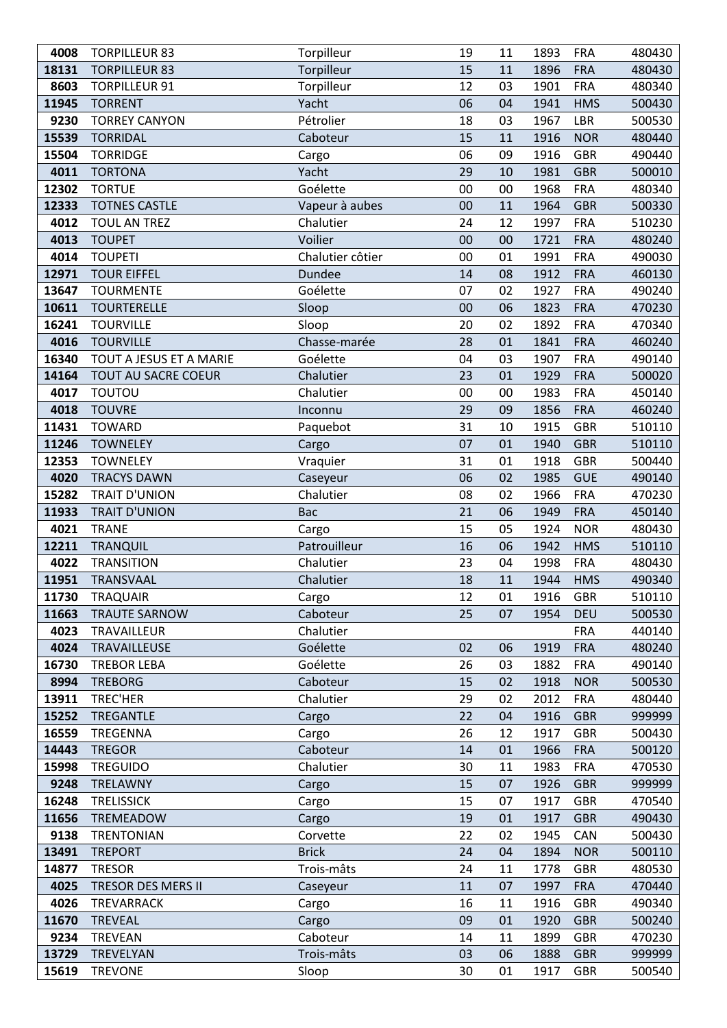| | | | | | | | |
|---|---|---|---|---|---|---|---|
| **4008** | TORPILLEUR 83 | Torpilleur | 19 | 11 | 1893 | FRA | 480430 |
| **18131** | TORPILLEUR 83 | Torpilleur | 15 | 11 | 1896 | FRA | 480430 |
| **8603** | TORPILLEUR 91 | Torpilleur | 12 | 03 | 1901 | FRA | 480340 |
| **11945** | TORRENT | Yacht | 06 | 04 | 1941 | HMS | 500430 |
| **9230** | TORREY CANYON | Pétrolier | 18 | 03 | 1967 | LBR | 500530 |
| **15539** | TORRIDAL | Caboteur | 15 | 11 | 1916 | NOR | 480440 |
| **15504** | TORRIDGE | Cargo | 06 | 09 | 1916 | GBR | 490440 |
| **4011** | TORTONA | Yacht | 29 | 10 | 1981 | GBR | 500010 |
| **12302** | TORTUE | Goélette | 00 | 00 | 1968 | FRA | 480340 |
| **12333** | TOTNES CASTLE | Vapeur à aubes | 00 | 11 | 1964 | GBR | 500330 |
| **4012** | TOUL AN TREZ | Chalutier | 24 | 12 | 1997 | FRA | 510230 |
| **4013** | TOUPET | Voilier | 00 | 00 | 1721 | FRA | 480240 |
| **4014** | TOUPETI | Chalutier côtier | 00 | 01 | 1991 | FRA | 490030 |
| **12971** | TOUR EIFFEL | Dundee | 14 | 08 | 1912 | FRA | 460130 |
| **13647** | TOURMENTE | Goélette | 07 | 02 | 1927 | FRA | 490240 |
| **10611** | TOURTERELLE | Sloop | 00 | 06 | 1823 | FRA | 470230 |
| **16241** | TOURVILLE | Sloop | 20 | 02 | 1892 | FRA | 470340 |
| **4016** | TOURVILLE | Chasse-marée | 28 | 01 | 1841 | FRA | 460240 |
| **16340** | TOUT A JESUS ET A MARIE | Goélette | 04 | 03 | 1907 | FRA | 490140 |
| **14164** | TOUT AU SACRE COEUR | Chalutier | 23 | 01 | 1929 | FRA | 500020 |
| **4017** | TOUTOU | Chalutier | 00 | 00 | 1983 | FRA | 450140 |
| **4018** | TOUVRE | Inconnu | 29 | 09 | 1856 | FRA | 460240 |
| **11431** | TOWARD | Paquebot | 31 | 10 | 1915 | GBR | 510110 |
| **11246** | TOWNELEY | Cargo | 07 | 01 | 1940 | GBR | 510110 |
| **12353** | TOWNELEY | Vraquier | 31 | 01 | 1918 | GBR | 500440 |
| **4020** | TRACYS DAWN | Caseyeur | 06 | 02 | 1985 | GUE | 490140 |
| **15282** | TRAIT D'UNION | Chalutier | 08 | 02 | 1966 | FRA | 470230 |
| **11933** | TRAIT D'UNION | Bac | 21 | 06 | 1949 | FRA | 450140 |
| **4021** | TRANE | Cargo | 15 | 05 | 1924 | NOR | 480430 |
| **12211** | TRANQUIL | Patrouilleur | 16 | 06 | 1942 | HMS | 510110 |
| **4022** | TRANSITION | Chalutier | 23 | 04 | 1998 | FRA | 480430 |
| **11951** | TRANSVAAL | Chalutier | 18 | 11 | 1944 | HMS | 490340 |
| **11730** | TRAQUAIR | Cargo | 12 | 01 | 1916 | GBR | 510110 |
| **11663** | TRAUTE SARNOW | Caboteur | 25 | 07 | 1954 | DEU | 500530 |
| **4023** | TRAVAILLEUR | Chalutier | | | | FRA | 440140 |
| **4024** | TRAVAILLEUSE | Goélette | 02 | 06 | 1919 | FRA | 480240 |
| **16730** | TREBOR LEBA | Goélette | 26 | 03 | 1882 | FRA | 490140 |
| **8994** | TREBORG | Caboteur | 15 | 02 | 1918 | NOR | 500530 |
| **13911** | TREC'HER | Chalutier | 29 | 02 | 2012 | FRA | 480440 |
| **15252** | TREGANTLE | Cargo | 22 | 04 | 1916 | GBR | 999999 |
| **16559** | TREGENNA | Cargo | 26 | 12 | 1917 | GBR | 500430 |
| **14443** | TREGOR | Caboteur | 14 | 01 | 1966 | FRA | 500120 |
| **15998** | TREGUIDO | Chalutier | 30 | 11 | 1983 | FRA | 470530 |
| **9248** | TRELAWNY | Cargo | 15 | 07 | 1926 | GBR | 999999 |
| **16248** | TRELISSICK | Cargo | 15 | 07 | 1917 | GBR | 470540 |
| **11656** | TREMEADOW | Cargo | 19 | 01 | 1917 | GBR | 490430 |
| **9138** | TRENTONIAN | Corvette | 22 | 02 | 1945 | CAN | 500430 |
| **13491** | TREPORT | Brick | 24 | 04 | 1894 | NOR | 500110 |
| **14877** | TRESOR | Trois-mâts | 24 | 11 | 1778 | GBR | 480530 |
| **4025** | TRESOR DES MERS II | Caseyeur | 11 | 07 | 1997 | FRA | 470440 |
| **4026** | TREVARRACK | Cargo | 16 | 11 | 1916 | GBR | 490340 |
| **11670** | TREVEAL | Cargo | 09 | 01 | 1920 | GBR | 500240 |
| **9234** | TREVEAN | Caboteur | 14 | 11 | 1899 | GBR | 470230 |
| **13729** | TREVELYAN | Trois-mâts | 03 | 06 | 1888 | GBR | 999999 |
| **15619** | TREVONE | Sloop | 30 | 01 | 1917 | GBR | 500540 |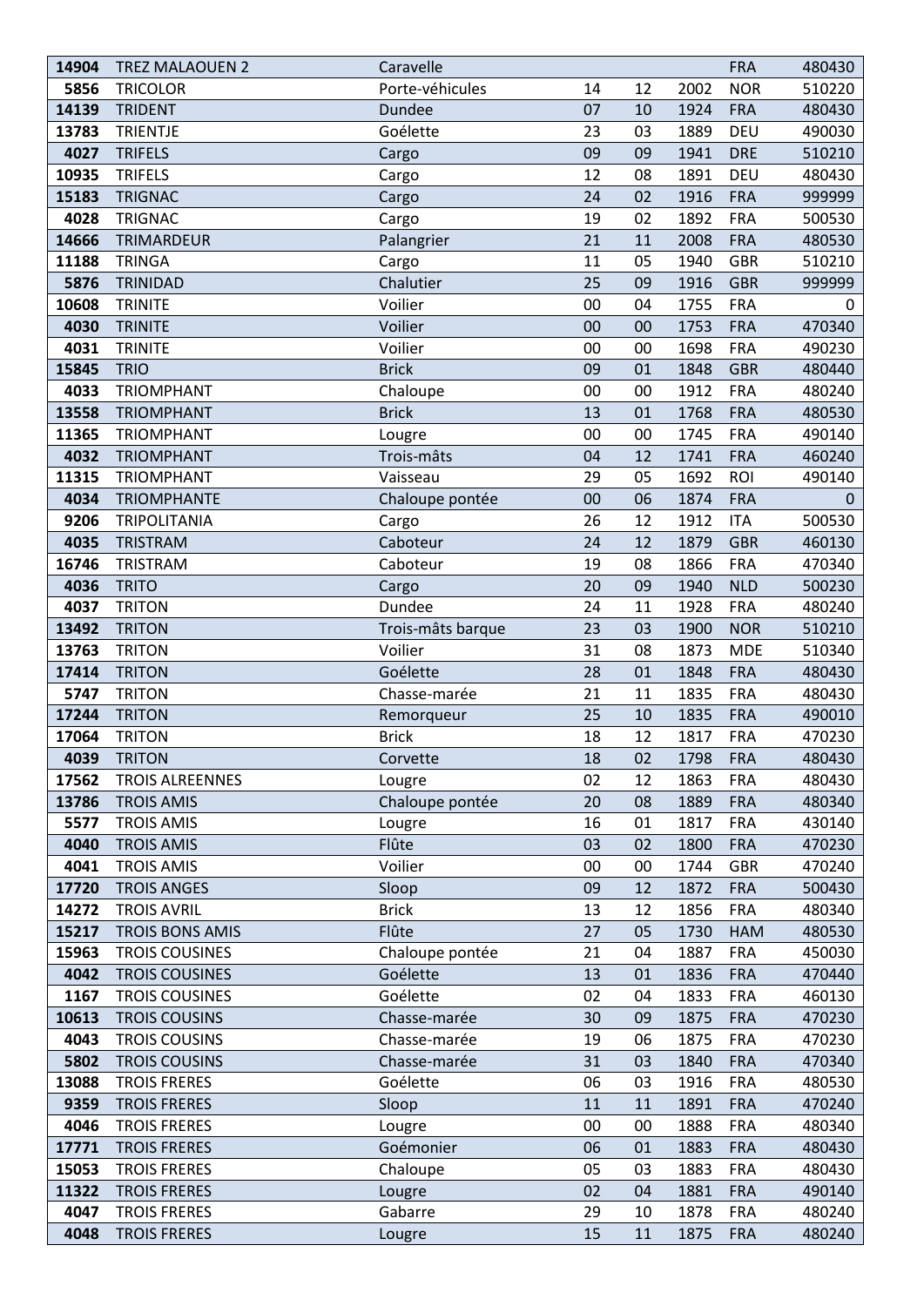| | | | | | | | |
|---|---|---|---|---|---|---|---|
| **14904** | TREZ MALAOUEN 2 | Caravelle | | | | FRA | 480430 |
| **5856** | TRICOLOR | Porte-véhicules | 14 | 12 | 2002 | NOR | 510220 |
| **14139** | TRIDENT | Dundee | 07 | 10 | 1924 | FRA | 480430 |
| **13783** | TRIENTJE | Goélette | 23 | 03 | 1889 | DEU | 490030 |
| **4027** | TRIFELS | Cargo | 09 | 09 | 1941 | DRE | 510210 |
| **10935** | TRIFELS | Cargo | 12 | 08 | 1891 | DEU | 480430 |
| **15183** | TRIGNAC | Cargo | 24 | 02 | 1916 | FRA | 999999 |
| **4028** | TRIGNAC | Cargo | 19 | 02 | 1892 | FRA | 500530 |
| **14666** | TRIMARDEUR | Palangrier | 21 | 11 | 2008 | FRA | 480530 |
| **11188** | TRINGA | Cargo | 11 | 05 | 1940 | GBR | 510210 |
| **5876** | TRINIDAD | Chalutier | 25 | 09 | 1916 | GBR | 999999 |
| **10608** | TRINITE | Voilier | 00 | 04 | 1755 | FRA | 0 |
| **4030** | TRINITE | Voilier | 00 | 00 | 1753 | FRA | 470340 |
| **4031** | TRINITE | Voilier | 00 | 00 | 1698 | FRA | 490230 |
| **15845** | TRIO | Brick | 09 | 01 | 1848 | GBR | 480440 |
| **4033** | TRIOMPHANT | Chaloupe | 00 | 00 | 1912 | FRA | 480240 |
| **13558** | TRIOMPHANT | Brick | 13 | 01 | 1768 | FRA | 480530 |
| **11365** | TRIOMPHANT | Lougre | 00 | 00 | 1745 | FRA | 490140 |
| **4032** | TRIOMPHANT | Trois-mâts | 04 | 12 | 1741 | FRA | 460240 |
| **11315** | TRIOMPHANT | Vaisseau | 29 | 05 | 1692 | ROI | 490140 |
| **4034** | TRIOMPHANTE | Chaloupe pontée | 00 | 06 | 1874 | FRA | 0 |
| **9206** | TRIPOLITANIA | Cargo | 26 | 12 | 1912 | ITA | 500530 |
| **4035** | TRISTRAM | Caboteur | 24 | 12 | 1879 | GBR | 460130 |
| **16746** | TRISTRAM | Caboteur | 19 | 08 | 1866 | FRA | 470340 |
| **4036** | TRITO | Cargo | 20 | 09 | 1940 | NLD | 500230 |
| **4037** | TRITON | Dundee | 24 | 11 | 1928 | FRA | 480240 |
| **13492** | TRITON | Trois-mâts barque | 23 | 03 | 1900 | NOR | 510210 |
| **13763** | TRITON | Voilier | 31 | 08 | 1873 | MDE | 510340 |
| **17414** | TRITON | Goélette | 28 | 01 | 1848 | FRA | 480430 |
| **5747** | TRITON | Chasse-marée | 21 | 11 | 1835 | FRA | 480430 |
| **17244** | TRITON | Remorqueur | 25 | 10 | 1835 | FRA | 490010 |
| **17064** | TRITON | Brick | 18 | 12 | 1817 | FRA | 470230 |
| **4039** | TRITON | Corvette | 18 | 02 | 1798 | FRA | 480430 |
| **17562** | TROIS ALREENNES | Lougre | 02 | 12 | 1863 | FRA | 480430 |
| **13786** | TROIS AMIS | Chaloupe pontée | 20 | 08 | 1889 | FRA | 480340 |
| **5577** | TROIS AMIS | Lougre | 16 | 01 | 1817 | FRA | 430140 |
| **4040** | TROIS AMIS | Flûte | 03 | 02 | 1800 | FRA | 470230 |
| **4041** | TROIS AMIS | Voilier | 00 | 00 | 1744 | GBR | 470240 |
| **17720** | TROIS ANGES | Sloop | 09 | 12 | 1872 | FRA | 500430 |
| **14272** | TROIS AVRIL | Brick | 13 | 12 | 1856 | FRA | 480340 |
| **15217** | TROIS BONS AMIS | Flûte | 27 | 05 | 1730 | HAM | 480530 |
| **15963** | TROIS COUSINES | Chaloupe pontée | 21 | 04 | 1887 | FRA | 450030 |
| **4042** | TROIS COUSINES | Goélette | 13 | 01 | 1836 | FRA | 470440 |
| **1167** | TROIS COUSINES | Goélette | 02 | 04 | 1833 | FRA | 460130 |
| **10613** | TROIS COUSINS | Chasse-marée | 30 | 09 | 1875 | FRA | 470230 |
| **4043** | TROIS COUSINS | Chasse-marée | 19 | 06 | 1875 | FRA | 470230 |
| **5802** | TROIS COUSINS | Chasse-marée | 31 | 03 | 1840 | FRA | 470340 |
| **13088** | TROIS FRERES | Goélette | 06 | 03 | 1916 | FRA | 480530 |
| **9359** | TROIS FRERES | Sloop | 11 | 11 | 1891 | FRA | 470240 |
| **4046** | TROIS FRERES | Lougre | 00 | 00 | 1888 | FRA | 480340 |
| **17771** | TROIS FRERES | Goémonier | 06 | 01 | 1883 | FRA | 480430 |
| **15053** | TROIS FRERES | Chaloupe | 05 | 03 | 1883 | FRA | 480430 |
| **11322** | TROIS FRERES | Lougre | 02 | 04 | 1881 | FRA | 490140 |
| **4047** | TROIS FRERES | Gabarre | 29 | 10 | 1878 | FRA | 480240 |
| **4048** | TROIS FRERES | Lougre | 15 | 11 | 1875 | FRA | 480240 |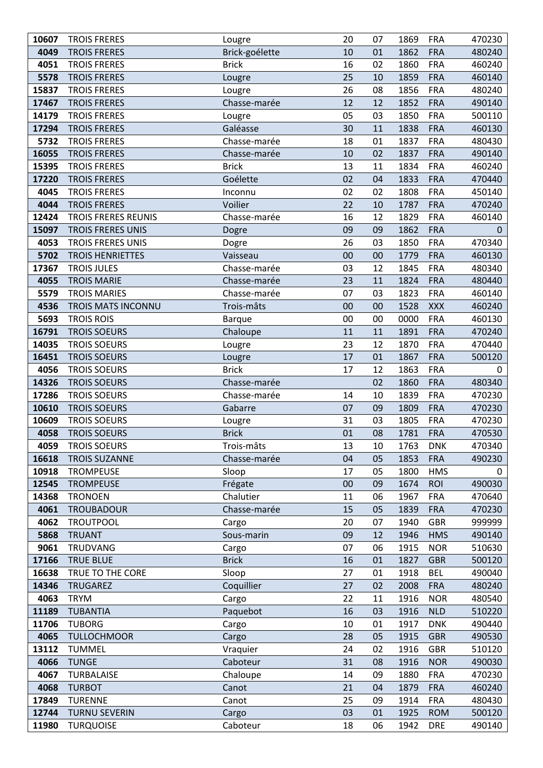| 10607 | TROIS FRERES | Lougre | 20 | 07 | 1869 | FRA | 470230 |
|---|---|---|---|---|---|---|---|
| 4049 | TROIS FRERES | Brick-goélette | 10 | 01 | 1862 | FRA | 480240 |
| 4051 | TROIS FRERES | Brick | 16 | 02 | 1860 | FRA | 460240 |
| 5578 | TROIS FRERES | Lougre | 25 | 10 | 1859 | FRA | 460140 |
| 15837 | TROIS FRERES | Lougre | 26 | 08 | 1856 | FRA | 480240 |
| 17467 | TROIS FRERES | Chasse-marée | 12 | 12 | 1852 | FRA | 490140 |
| 14179 | TROIS FRERES | Lougre | 05 | 03 | 1850 | FRA | 500110 |
| 17294 | TROIS FRERES | Galéasse | 30 | 11 | 1838 | FRA | 460130 |
| 5732 | TROIS FRERES | Chasse-marée | 18 | 01 | 1837 | FRA | 480430 |
| 16055 | TROIS FRERES | Chasse-marée | 10 | 02 | 1837 | FRA | 490140 |
| 15395 | TROIS FRERES | Brick | 13 | 11 | 1834 | FRA | 460240 |
| 17220 | TROIS FRERES | Goélette | 02 | 04 | 1833 | FRA | 470440 |
| 4045 | TROIS FRERES | Inconnu | 02 | 02 | 1808 | FRA | 450140 |
| 4044 | TROIS FRERES | Voilier | 22 | 10 | 1787 | FRA | 470240 |
| 12424 | TROIS FRERES REUNIS | Chasse-marée | 16 | 12 | 1829 | FRA | 460140 |
| 15097 | TROIS FRERES UNIS | Dogre | 09 | 09 | 1862 | FRA | 0 |
| 4053 | TROIS FRERES UNIS | Dogre | 26 | 03 | 1850 | FRA | 470340 |
| 5702 | TROIS HENRIETTES | Vaisseau | 00 | 00 | 1779 | FRA | 460130 |
| 17367 | TROIS JULES | Chasse-marée | 03 | 12 | 1845 | FRA | 480340 |
| 4055 | TROIS MARIE | Chasse-marée | 23 | 11 | 1824 | FRA | 480440 |
| 5579 | TROIS MARIES | Chasse-marée | 07 | 03 | 1823 | FRA | 460140 |
| 4536 | TROIS MATS INCONNU | Trois-mâts | 00 | 00 | 1528 | XXX | 460240 |
| 5693 | TROIS ROIS | Barque | 00 | 00 | 0000 | FRA | 460130 |
| 16791 | TROIS SOEURS | Chaloupe | 11 | 11 | 1891 | FRA | 470240 |
| 14035 | TROIS SOEURS | Lougre | 23 | 12 | 1870 | FRA | 470440 |
| 16451 | TROIS SOEURS | Lougre | 17 | 01 | 1867 | FRA | 500120 |
| 4056 | TROIS SOEURS | Brick | 17 | 12 | 1863 | FRA | 0 |
| 14326 | TROIS SOEURS | Chasse-marée |  | 02 | 1860 | FRA | 480340 |
| 17286 | TROIS SOEURS | Chasse-marée | 14 | 10 | 1839 | FRA | 470230 |
| 10610 | TROIS SOEURS | Gabarre | 07 | 09 | 1809 | FRA | 470230 |
| 10609 | TROIS SOEURS | Lougre | 31 | 03 | 1805 | FRA | 470230 |
| 4058 | TROIS SOEURS | Brick | 01 | 08 | 1781 | FRA | 470530 |
| 4059 | TROIS SOEURS | Trois-mâts | 13 | 10 | 1763 | DNK | 470340 |
| 16618 | TROIS SUZANNE | Chasse-marée | 04 | 05 | 1853 | FRA | 490230 |
| 10918 | TROMPEUSE | Sloop | 17 | 05 | 1800 | HMS | 0 |
| 12545 | TROMPEUSE | Frégate | 00 | 09 | 1674 | ROI | 490030 |
| 14368 | TRONOEN | Chalutier | 11 | 06 | 1967 | FRA | 470640 |
| 4061 | TROUBADOUR | Chasse-marée | 15 | 05 | 1839 | FRA | 470230 |
| 4062 | TROUTPOOL | Cargo | 20 | 07 | 1940 | GBR | 999999 |
| 5868 | TRUANT | Sous-marin | 09 | 12 | 1946 | HMS | 490140 |
| 9061 | TRUDVANG | Cargo | 07 | 06 | 1915 | NOR | 510630 |
| 17166 | TRUE BLUE | Brick | 16 | 01 | 1827 | GBR | 500120 |
| 16638 | TRUE TO THE CORE | Sloop | 27 | 01 | 1918 | BEL | 490040 |
| 14346 | TRUGAREZ | Coquillier | 27 | 02 | 2008 | FRA | 480240 |
| 4063 | TRYM | Cargo | 22 | 11 | 1916 | NOR | 480540 |
| 11189 | TUBANTIA | Paquebot | 16 | 03 | 1916 | NLD | 510220 |
| 11706 | TUBORG | Cargo | 10 | 01 | 1917 | DNK | 490440 |
| 4065 | TULLOCHMOOR | Cargo | 28 | 05 | 1915 | GBR | 490530 |
| 13112 | TUMMEL | Vraquier | 24 | 02 | 1916 | GBR | 510120 |
| 4066 | TUNGE | Caboteur | 31 | 08 | 1916 | NOR | 490030 |
| 4067 | TURBALAISE | Chaloupe | 14 | 09 | 1880 | FRA | 470230 |
| 4068 | TURBOT | Canot | 21 | 04 | 1879 | FRA | 460240 |
| 17849 | TURENNE | Canot | 25 | 09 | 1914 | FRA | 480430 |
| 12744 | TURNU SEVERIN | Cargo | 03 | 01 | 1925 | ROM | 500120 |
| 11980 | TURQUOISE | Caboteur | 18 | 06 | 1942 | DRE | 490140 |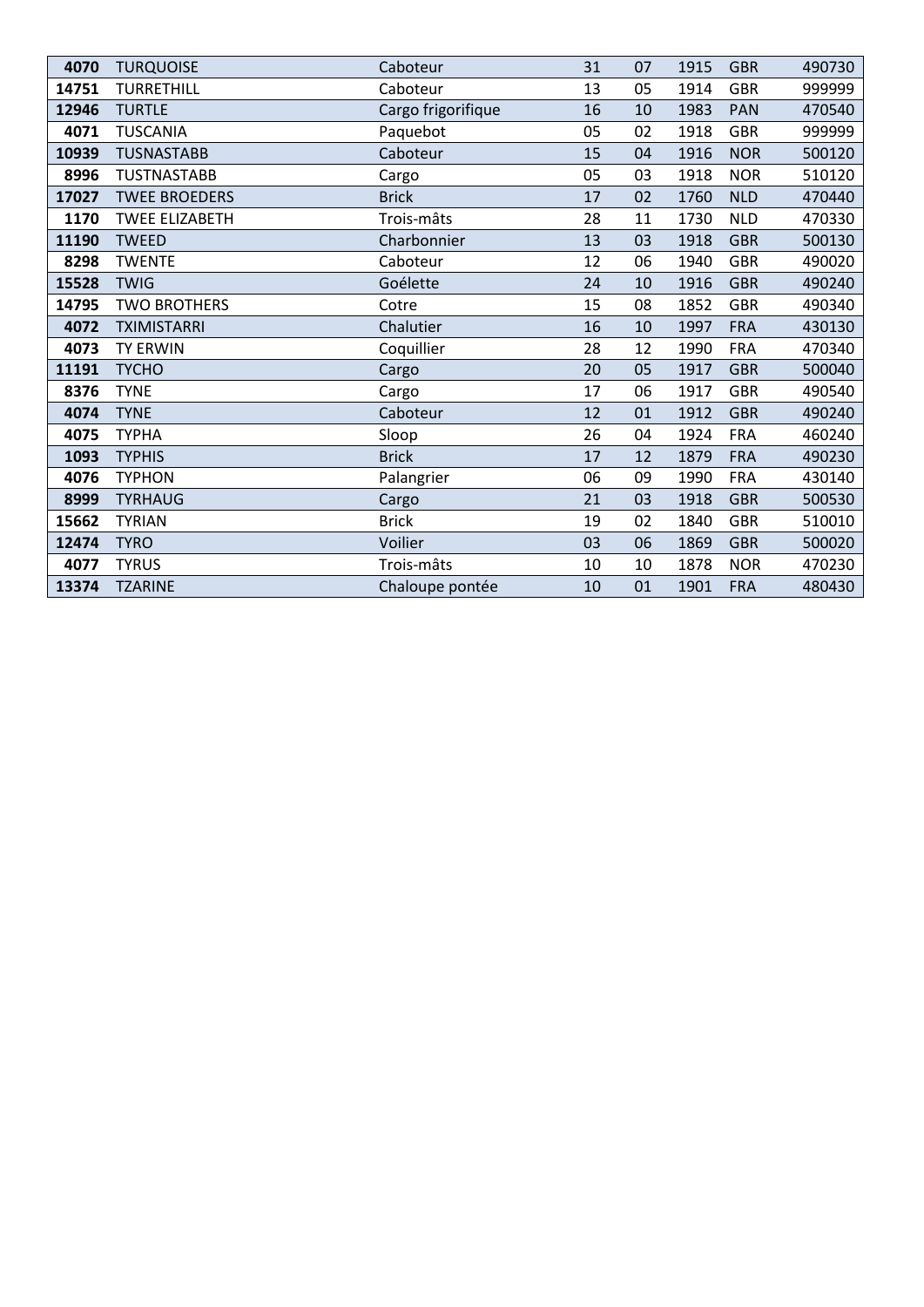| | | | | | | | |
|---|---|---|---|---|---|---|---|
| **4070** | TURQUOISE | Caboteur | 31 | 07 | 1915 | GBR | 490730 |
| **14751** | TURRETHILL | Caboteur | 13 | 05 | 1914 | GBR | 999999 |
| **12946** | TURTLE | Cargo frigorifique | 16 | 10 | 1983 | PAN | 470540 |
| **4071** | TUSCANIA | Paquebot | 05 | 02 | 1918 | GBR | 999999 |
| **10939** | TUSNASTABB | Caboteur | 15 | 04 | 1916 | NOR | 500120 |
| **8996** | TUSTNASTABB | Cargo | 05 | 03 | 1918 | NOR | 510120 |
| **17027** | TWEE BROEDERS | Brick | 17 | 02 | 1760 | NLD | 470440 |
| **1170** | TWEE ELIZABETH | Trois-mâts | 28 | 11 | 1730 | NLD | 470330 |
| **11190** | TWEED | Charbonnier | 13 | 03 | 1918 | GBR | 500130 |
| **8298** | TWENTE | Caboteur | 12 | 06 | 1940 | GBR | 490020 |
| **15528** | TWIG | Goélette | 24 | 10 | 1916 | GBR | 490240 |
| **14795** | TWO BROTHERS | Cotre | 15 | 08 | 1852 | GBR | 490340 |
| **4072** | TXIMISTARRI | Chalutier | 16 | 10 | 1997 | FRA | 430130 |
| **4073** | TY ERWIN | Coquillier | 28 | 12 | 1990 | FRA | 470340 |
| **11191** | TYCHO | Cargo | 20 | 05 | 1917 | GBR | 500040 |
| **8376** | TYNE | Cargo | 17 | 06 | 1917 | GBR | 490540 |
| **4074** | TYNE | Caboteur | 12 | 01 | 1912 | GBR | 490240 |
| **4075** | TYPHA | Sloop | 26 | 04 | 1924 | FRA | 460240 |
| **1093** | TYPHIS | Brick | 17 | 12 | 1879 | FRA | 490230 |
| **4076** | TYPHON | Palangrier | 06 | 09 | 1990 | FRA | 430140 |
| **8999** | TYRHAUG | Cargo | 21 | 03 | 1918 | GBR | 500530 |
| **15662** | TYRIAN | Brick | 19 | 02 | 1840 | GBR | 510010 |
| **12474** | TYRO | Voilier | 03 | 06 | 1869 | GBR | 500020 |
| **4077** | TYRUS | Trois-mâts | 10 | 10 | 1878 | NOR | 470230 |
| **13374** | TZARINE | Chaloupe pontée | 10 | 01 | 1901 | FRA | 480430 |